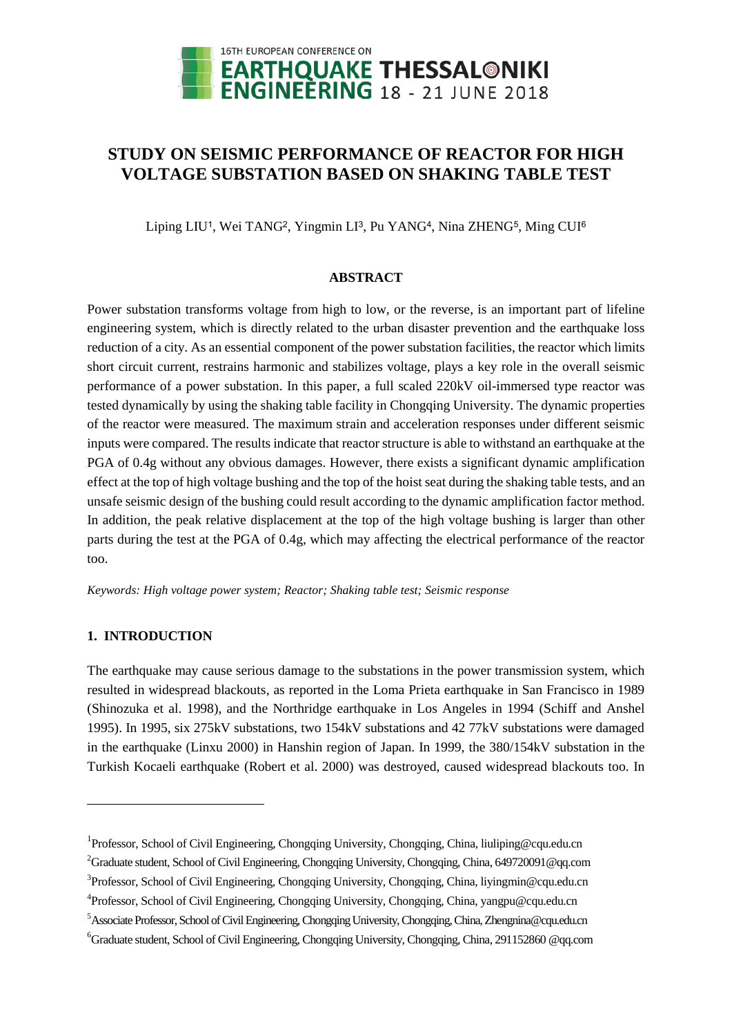# STUDY ON SEISMIC PERFORMANCE OF REACTOR FOR HIGH VOLTAGE SUBSTATION BASED ON SHAKING TABLE TEST

Liping LIU[1], Wei TANG[2], Yingmin LI[3], Pu YANG[4], Nina ZHENG[5], Ming CUI[6]

## ABSTRACT

Power substation transforms voltage from high to low, or the reverse, is an important part of lifeline engineering system, which is directly related to the urban disaster prevention and the earthquake loss reduction of a city. As an essential component of the power substation facilities, the reactor which limits short circuit current, restrains harmonic and stabilizes voltage, plays a key role in the overall seismic performance of a power substation. In this paper, a full scaled 220kV oil-immersed type reactor was tested dynamically by using the shaking table facility in Chongqing University. The dynamic properties of the reactor were measured. The maximum strain and acceleration responses under different seismic inputs were compared. The results indicate that reactor structure is able to withstand an earthquake at the PGA of 0.4g without any obvious damages. However, there exists a significant dynamic amplification effect at the top of high voltage bushing and the top of the hoist seat during the shaking table tests, and an unsafe seismic design of the bushing could result according to the dynamic amplification factor method. In addition, the peak relative displacement at the top of the high voltage bushing is larger than other parts during the test at the PGA of 0.4g, which may affecting the electrical performance of the reactor too.

*Keywords: High voltage power system; Reactor; Shaking table test; Seismic response*

## 1. INTRODUCTION

The earthquake may cause serious damage to the substations in the power transmission system, which resulted in widespread blackouts, as reported in the Loma Prieta earthquake in San Francisco in 1989 (Shinozuka et al. 1998), and the Northridge earthquake in Los Angeles in 1994 (Schiff and Anshel 1995). In 1995, six 275kV substations, two 154kV substations and 42 77kV substations were damaged in the earthquake (Linxu 2000) in Hanshin region of Japan. In 1999, the 380/154kV substation in the Turkish Kocaeli earthquake (Robert et al. 2000) was destroyed, caused widespread blackouts too. In

---

[1]Professor, School of Civil Engineering, Chongqing University, Chongqing, China, liuliping@cqu.edu.cn

[2]Graduate student, School of Civil Engineering, Chongqing University, Chongqing, China, 649720091@qq.com

[3]Professor, School of Civil Engineering, Chongqing University, Chongqing, China, liyingmin@cqu.edu.cn

[4]Professor, School of Civil Engineering, Chongqing University, Chongqing, China, yangpu@cqu.edu.cn

[5]Associate Professor, School of Civil Engineering, Chongqing University, Chongqing, China, Zhengnina@cqu.edu.cn

[6]Graduate student, School of Civil Engineering, Chongqing University, Chongqing, China, 291152860 @qq.com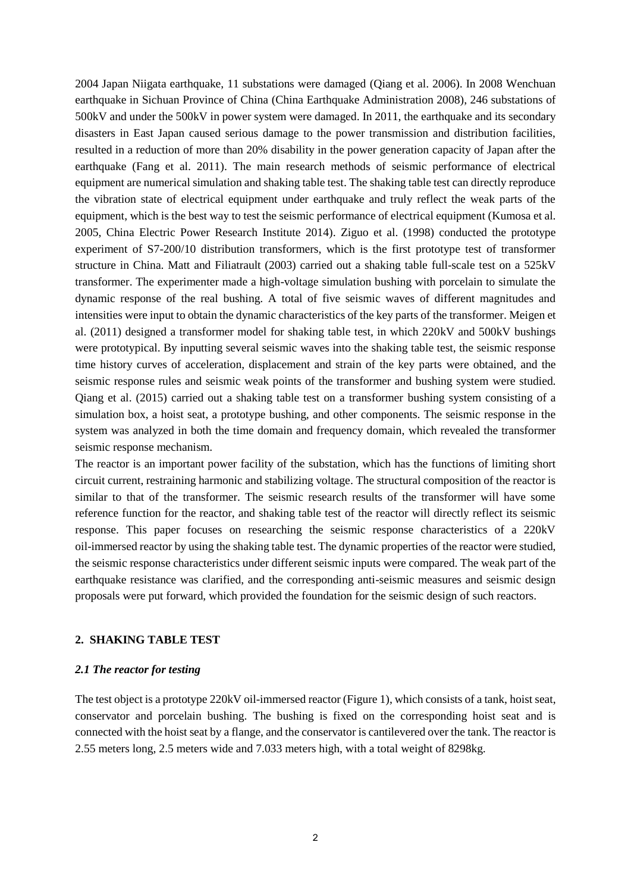2004 Japan Niigata earthquake, 11 substations were damaged (Qiang et al. 2006). In 2008 Wenchuan earthquake in Sichuan Province of China (China Earthquake Administration 2008), 246 substations of 500kV and under the 500kV in power system were damaged. In 2011, the earthquake and its secondary disasters in East Japan caused serious damage to the power transmission and distribution facilities, resulted in a reduction of more than 20% disability in the power generation capacity of Japan after the earthquake (Fang et al. 2011). The main research methods of seismic performance of electrical equipment are numerical simulation and shaking table test. The shaking table test can directly reproduce the vibration state of electrical equipment under earthquake and truly reflect the weak parts of the equipment, which is the best way to test the seismic performance of electrical equipment (Kumosa et al. 2005, China Electric Power Research Institute 2014). Ziguo et al. (1998) conducted the prototype experiment of S7-200/10 distribution transformers, which is the first prototype test of transformer structure in China. Matt and Filiatrault (2003) carried out a shaking table full-scale test on a 525kV transformer. The experimenter made a high-voltage simulation bushing with porcelain to simulate the dynamic response of the real bushing. A total of five seismic waves of different magnitudes and intensities were input to obtain the dynamic characteristics of the key parts of the transformer. Meigen et al. (2011) designed a transformer model for shaking table test, in which 220kV and 500kV bushings were prototypical. By inputting several seismic waves into the shaking table test, the seismic response time history curves of acceleration, displacement and strain of the key parts were obtained, and the seismic response rules and seismic weak points of the transformer and bushing system were studied. Qiang et al. (2015) carried out a shaking table test on a transformer bushing system consisting of a simulation box, a hoist seat, a prototype bushing, and other components. The seismic response in the system was analyzed in both the time domain and frequency domain, which revealed the transformer seismic response mechanism.

The reactor is an important power facility of the substation, which has the functions of limiting short circuit current, restraining harmonic and stabilizing voltage. The structural composition of the reactor is similar to that of the transformer. The seismic research results of the transformer will have some reference function for the reactor, and shaking table test of the reactor will directly reflect its seismic response. This paper focuses on researching the seismic response characteristics of a 220kV oil-immersed reactor by using the shaking table test. The dynamic properties of the reactor were studied, the seismic response characteristics under different seismic inputs were compared. The weak part of the earthquake resistance was clarified, and the corresponding anti-seismic measures and seismic design proposals were put forward, which provided the foundation for the seismic design of such reactors.

## 2. SHAKING TABLE TEST

### *2.1 The reactor for testing*

The test object is a prototype 220kV oil-immersed reactor (Figure 1), which consists of a tank, hoist seat, conservator and porcelain bushing. The bushing is fixed on the corresponding hoist seat and is connected with the hoist seat by a flange, and the conservator is cantilevered over the tank. The reactor is 2.55 meters long, 2.5 meters wide and 7.033 meters high, with a total weight of 8298kg.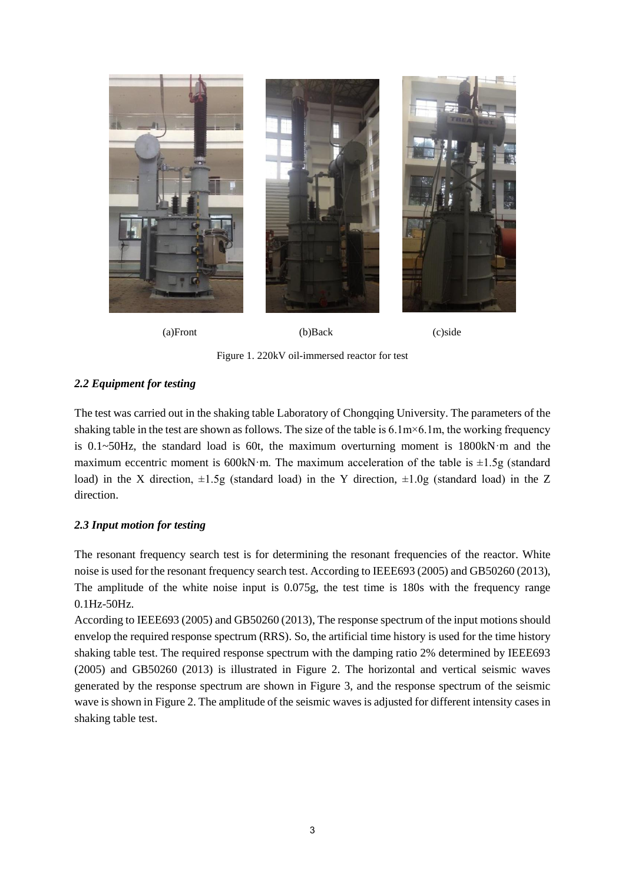(a)Front (b)Back (c)side

Figure 1. 220kV oil-immersed reactor for test

### *2.2 Equipment for testing*

The test was carried out in the shaking table Laboratory of Chongqing University. The parameters of the shaking table in the test are shown as follows. The size of the table is 6.1m×6.1m, the working frequency is 0.1~50Hz, the standard load is 60t, the maximum overturning moment is 1800kN·m and the maximum eccentric moment is 600kN·m. The maximum acceleration of the table is ±1.5g (standard load) in the X direction, ±1.5g (standard load) in the Y direction, ±1.0g (standard load) in the Z direction.

### *2.3 Input motion for testing*

The resonant frequency search test is for determining the resonant frequencies of the reactor. White noise is used for the resonant frequency search test. According to IEEE693 (2005) and GB50260 (2013), The amplitude of the white noise input is 0.075g, the test time is 180s with the frequency range 0.1Hz-50Hz.

According to IEEE693 (2005) and GB50260 (2013), The response spectrum of the input motions should envelop the required response spectrum (RRS). So, the artificial time history is used for the time history shaking table test. The required response spectrum with the damping ratio 2% determined by IEEE693 (2005) and GB50260 (2013) is illustrated in Figure 2. The horizontal and vertical seismic waves generated by the response spectrum are shown in Figure 3, and the response spectrum of the seismic wave is shown in Figure 2. The amplitude of the seismic waves is adjusted for different intensity cases in shaking table test.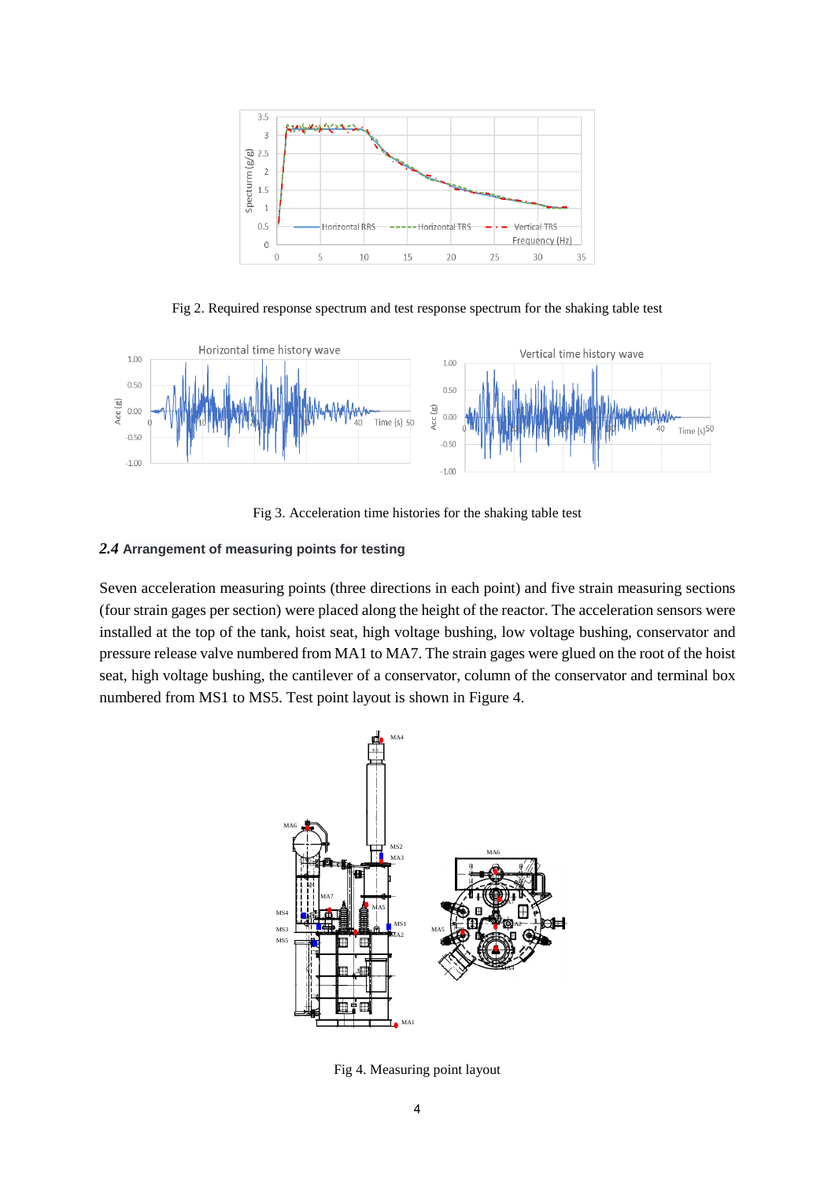Fig 2. Required response spectrum and test response spectrum for the shaking table test

Fig 3. Acceleration time histories for the shaking table test

### *2.4* Arrangement of measuring points for testing

Seven acceleration measuring points (three directions in each point) and five strain measuring sections (four strain gages per section) were placed along the height of the reactor. The acceleration sensors were installed at the top of the tank, hoist seat, high voltage bushing, low voltage bushing, conservator and pressure release valve numbered from MA1 to MA7. The strain gages were glued on the root of the hoist seat, high voltage bushing, the cantilever of a conservator, column of the conservator and terminal box numbered from MS1 to MS5. Test point layout is shown in Figure 4.

Fig 4. Measuring point layout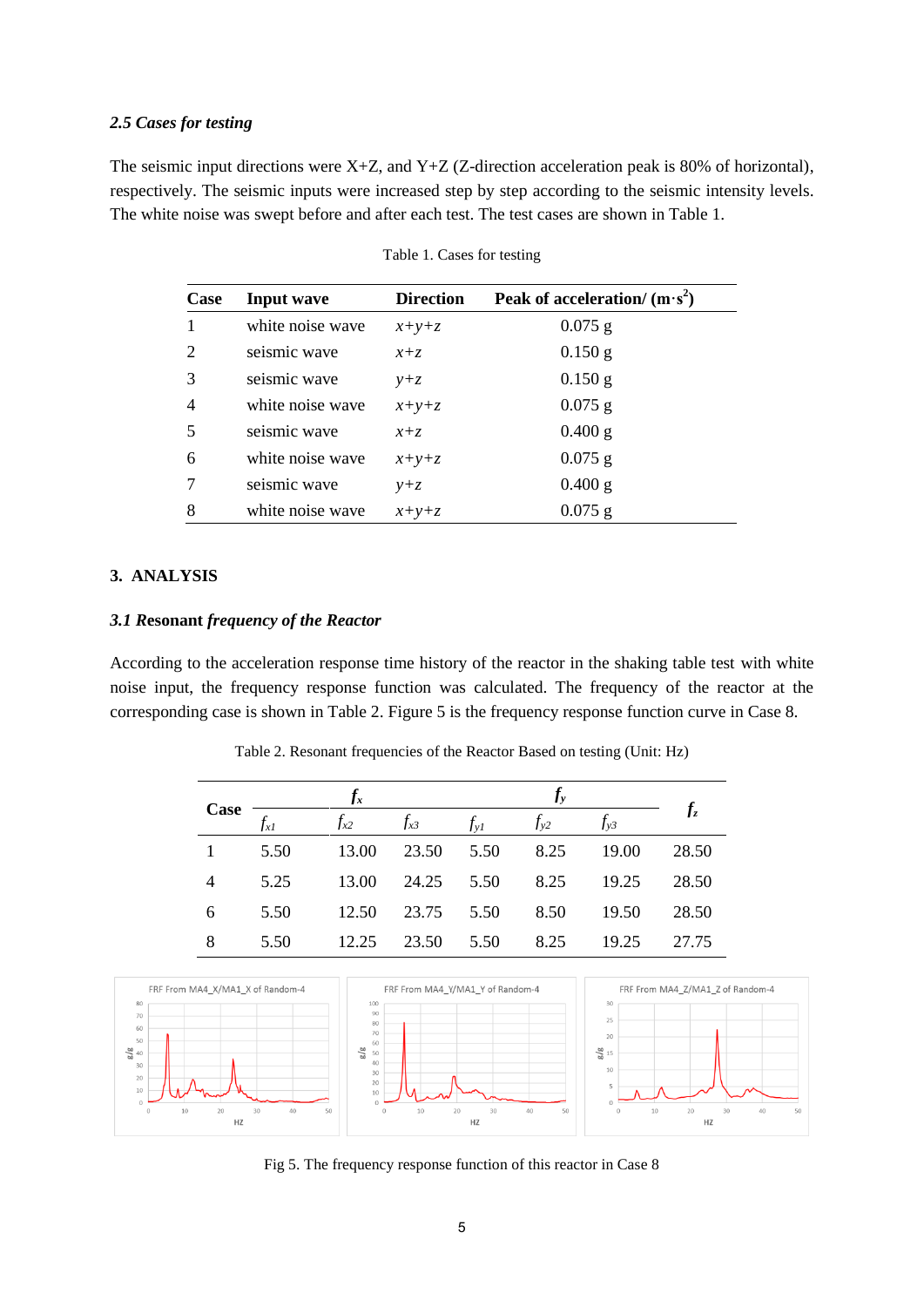### *2.5 Cases for testing*

The seismic input directions were X+Z, and Y+Z (Z-direction acceleration peak is 80% of horizontal), respectively. The seismic inputs were increased step by step according to the seismic intensity levels. The white noise was swept before and after each test. The test cases are shown in Table 1.

Table 1. Cases for testing

| Case | Input wave | Direction | Peak of acceleration/ (m·s$^2$) |
|---|---|---|---|
| 1 | white noise wave | $x+y+z$ | 0.075 g |
| 2 | seismic wave | $x+z$ | 0.150 g |
| 3 | seismic wave | $y+z$ | 0.150 g |
| 4 | white noise wave | $x+y+z$ | 0.075 g |
| 5 | seismic wave | $x+z$ | 0.400 g |
| 6 | white noise wave | $x+y+z$ | 0.075 g |
| 7 | seismic wave | $y+z$ | 0.400 g |
| 8 | white noise wave | $x+y+z$ | 0.075 g |

## 3. ANALYSIS

### *3.1* Resonant *frequency of the Reactor*

According to the acceleration response time history of the reactor in the shaking table test with white noise input, the frequency response function was calculated. The frequency of the reactor at the corresponding case is shown in Table 2. Figure 5 is the frequency response function curve in Case 8.

Table 2. Resonant frequencies of the Reactor Based on testing (Unit: Hz)

| Case | $f_x$ | | | $f_y$ | | | $f_z$ |
|---|---|---|---|---|---|---|---|
| | $f_{x1}$ | $f_{x2}$ | $f_{x3}$ | $f_{y1}$ | $f_{y2}$ | $f_{y3}$ | |
| 1 | 5.50 | 13.00 | 23.50 | 5.50 | 8.25 | 19.00 | 28.50 |
| 4 | 5.25 | 13.00 | 24.25 | 5.50 | 8.25 | 19.25 | 28.50 |
| 6 | 5.50 | 12.50 | 23.75 | 5.50 | 8.50 | 19.50 | 28.50 |
| 8 | 5.50 | 12.25 | 23.50 | 5.50 | 8.25 | 19.25 | 27.75 |

Fig 5. The frequency response function of this reactor in Case 8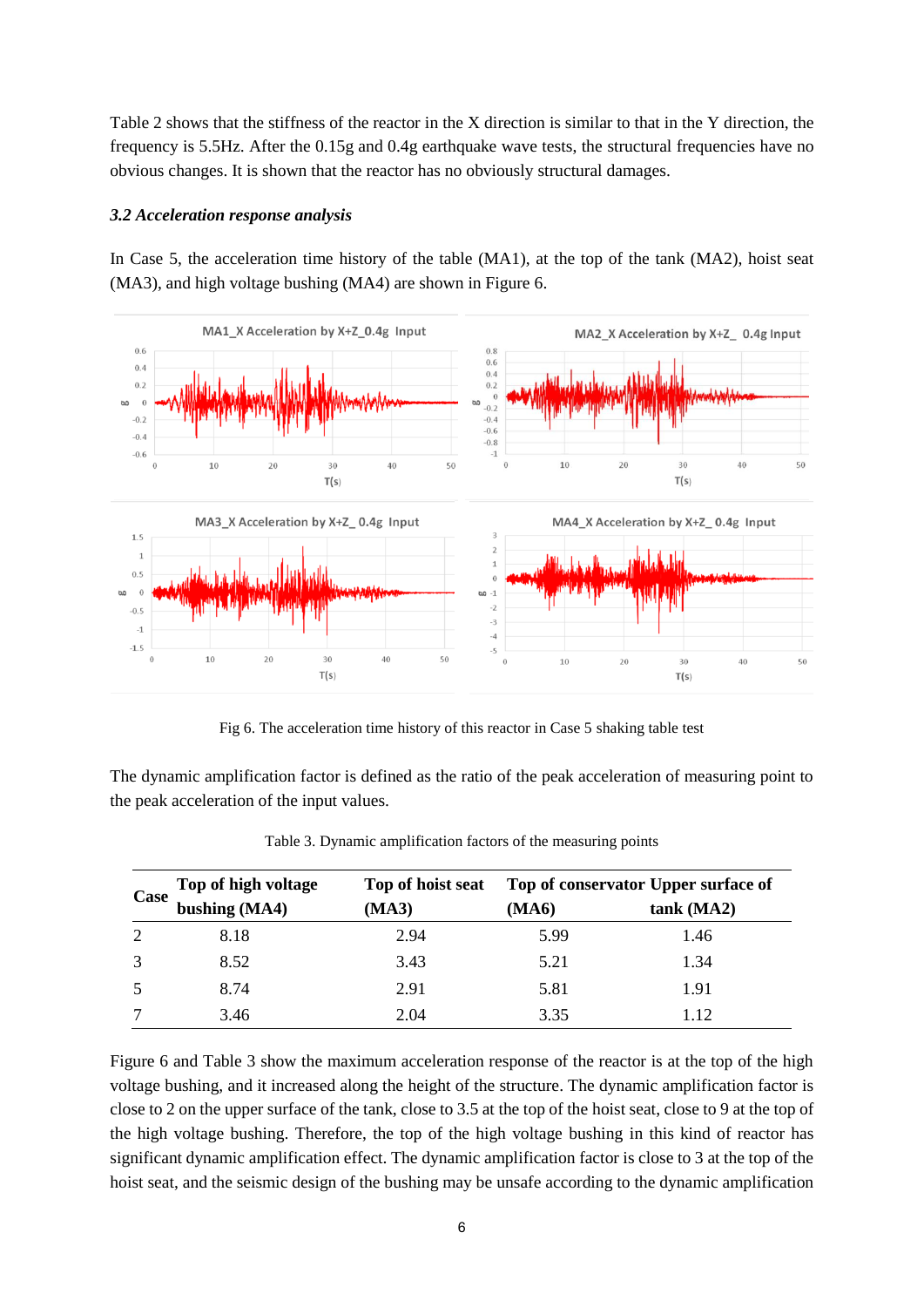Table 2 shows that the stiffness of the reactor in the X direction is similar to that in the Y direction, the frequency is 5.5Hz. After the 0.15g and 0.4g earthquake wave tests, the structural frequencies have no obvious changes. It is shown that the reactor has no obviously structural damages.

### *3.2 Acceleration response analysis*

In Case 5, the acceleration time history of the table (MA1), at the top of the tank (MA2), hoist seat (MA3), and high voltage bushing (MA4) are shown in Figure 6.

Fig 6. The acceleration time history of this reactor in Case 5 shaking table test

The dynamic amplification factor is defined as the ratio of the peak acceleration of measuring point to the peak acceleration of the input values.

Table 3. Dynamic amplification factors of the measuring points

| Case | Top of high voltage bushing (MA4) | Top of hoist seat (MA3) | Top of conservator (MA6) | Upper surface of tank (MA2) |
|---|---|---|---|---|
| 2 | 8.18 | 2.94 | 5.99 | 1.46 |
| 3 | 8.52 | 3.43 | 5.21 | 1.34 |
| 5 | 8.74 | 2.91 | 5.81 | 1.91 |
| 7 | 3.46 | 2.04 | 3.35 | 1.12 |

Figure 6 and Table 3 show the maximum acceleration response of the reactor is at the top of the high voltage bushing, and it increased along the height of the structure. The dynamic amplification factor is close to 2 on the upper surface of the tank, close to 3.5 at the top of the hoist seat, close to 9 at the top of the high voltage bushing. Therefore, the top of the high voltage bushing in this kind of reactor has significant dynamic amplification effect. The dynamic amplification factor is close to 3 at the top of the hoist seat, and the seismic design of the bushing may be unsafe according to the dynamic amplification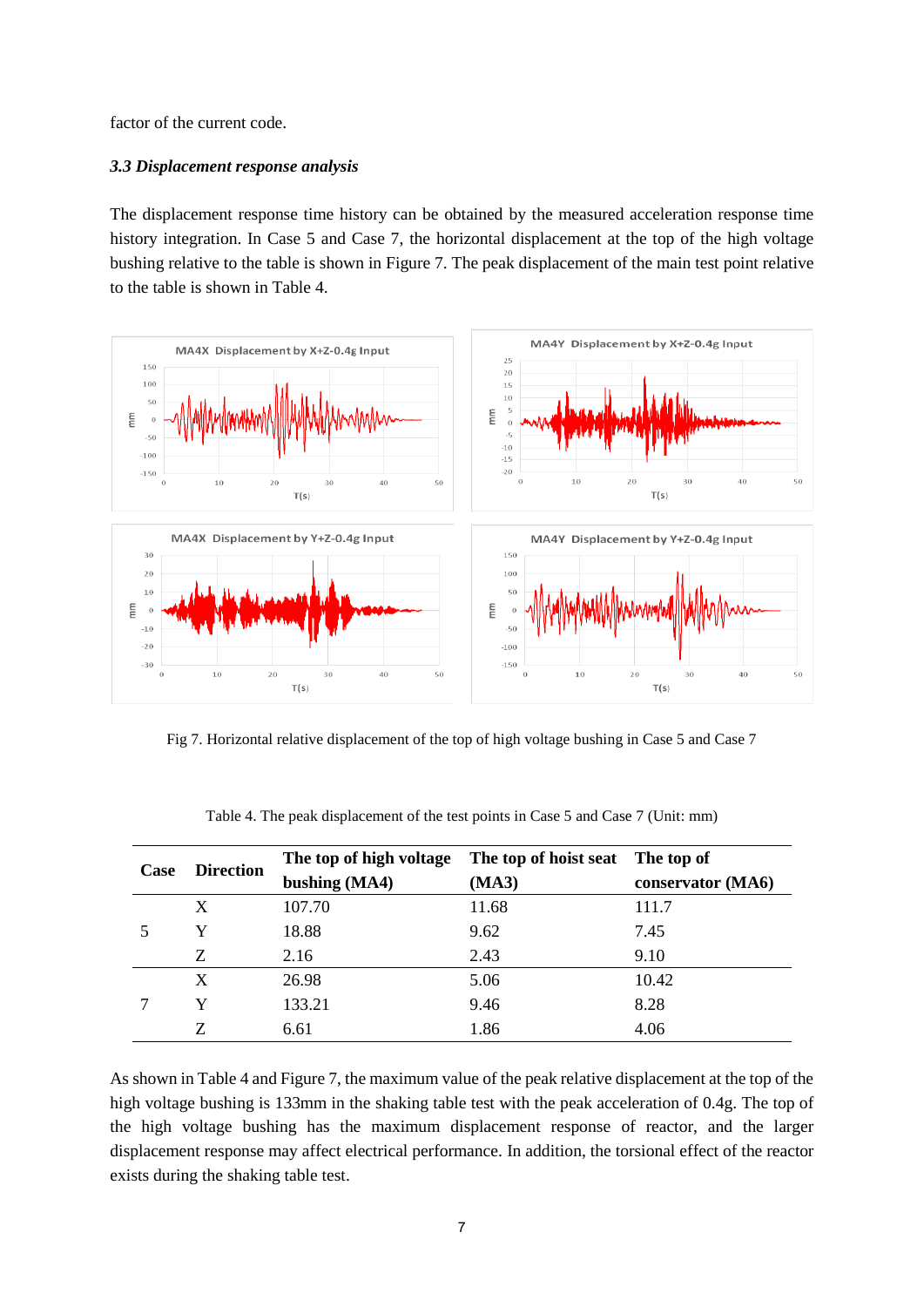factor of the current code.

### *3.3 Displacement response analysis*

The displacement response time history can be obtained by the measured acceleration response time history integration. In Case 5 and Case 7, the horizontal displacement at the top of the high voltage bushing relative to the table is shown in Figure 7. The peak displacement of the main test point relative to the table is shown in Table 4.

Fig 7. Horizontal relative displacement of the top of high voltage bushing in Case 5 and Case 7

Table 4. The peak displacement of the test points in Case 5 and Case 7 (Unit: mm)

| Case | Direction | The top of high voltage bushing (MA4) | The top of hoist seat (MA3) | The top of conservator (MA6) |
|---|---|---|---|---|
| 5 | X | 107.70 | 11.68 | 111.7 |
| | Y | 18.88 | 9.62 | 7.45 |
| | Z | 2.16 | 2.43 | 9.10 |
| 7 | X | 26.98 | 5.06 | 10.42 |
| | Y | 133.21 | 9.46 | 8.28 |
| | Z | 6.61 | 1.86 | 4.06 |

As shown in Table 4 and Figure 7, the maximum value of the peak relative displacement at the top of the high voltage bushing is 133mm in the shaking table test with the peak acceleration of 0.4g. The top of the high voltage bushing has the maximum displacement response of reactor, and the larger displacement response may affect electrical performance. In addition, the torsional effect of the reactor exists during the shaking table test.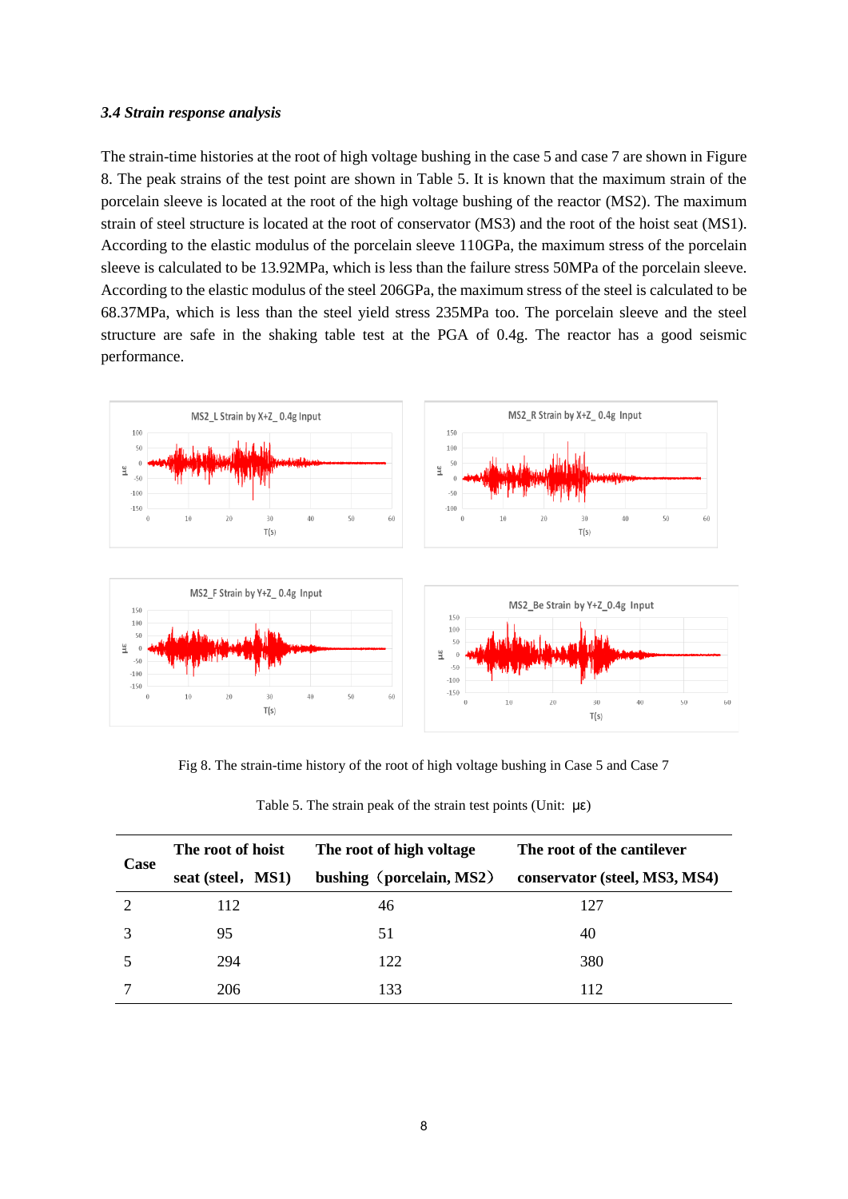### *3.4 Strain response analysis*

The strain-time histories at the root of high voltage bushing in the case 5 and case 7 are shown in Figure 8. The peak strains of the test point are shown in Table 5. It is known that the maximum strain of the porcelain sleeve is located at the root of the high voltage bushing of the reactor (MS2). The maximum strain of steel structure is located at the root of conservator (MS3) and the root of the hoist seat (MS1). According to the elastic modulus of the porcelain sleeve 110GPa, the maximum stress of the porcelain sleeve is calculated to be 13.92MPa, which is less than the failure stress 50MPa of the porcelain sleeve. According to the elastic modulus of the steel 206GPa, the maximum stress of the steel is calculated to be 68.37MPa, which is less than the steel yield stress 235MPa too. The porcelain sleeve and the steel structure are safe in the shaking table test at the PGA of 0.4g. The reactor has a good seismic performance.

Fig 8. The strain-time history of the root of high voltage bushing in Case 5 and Case 7

Table 5. The strain peak of the strain test points (Unit: με)

| Case | The root of hoist seat (steel，MS1) | The root of high voltage bushing（porcelain, MS2） | The root of the cantilever conservator (steel, MS3, MS4) |
|---|---|---|---|
| 2 | 112 | 46 | 127 |
| 3 | 95 | 51 | 40 |
| 5 | 294 | 122 | 380 |
| 7 | 206 | 133 | 112 |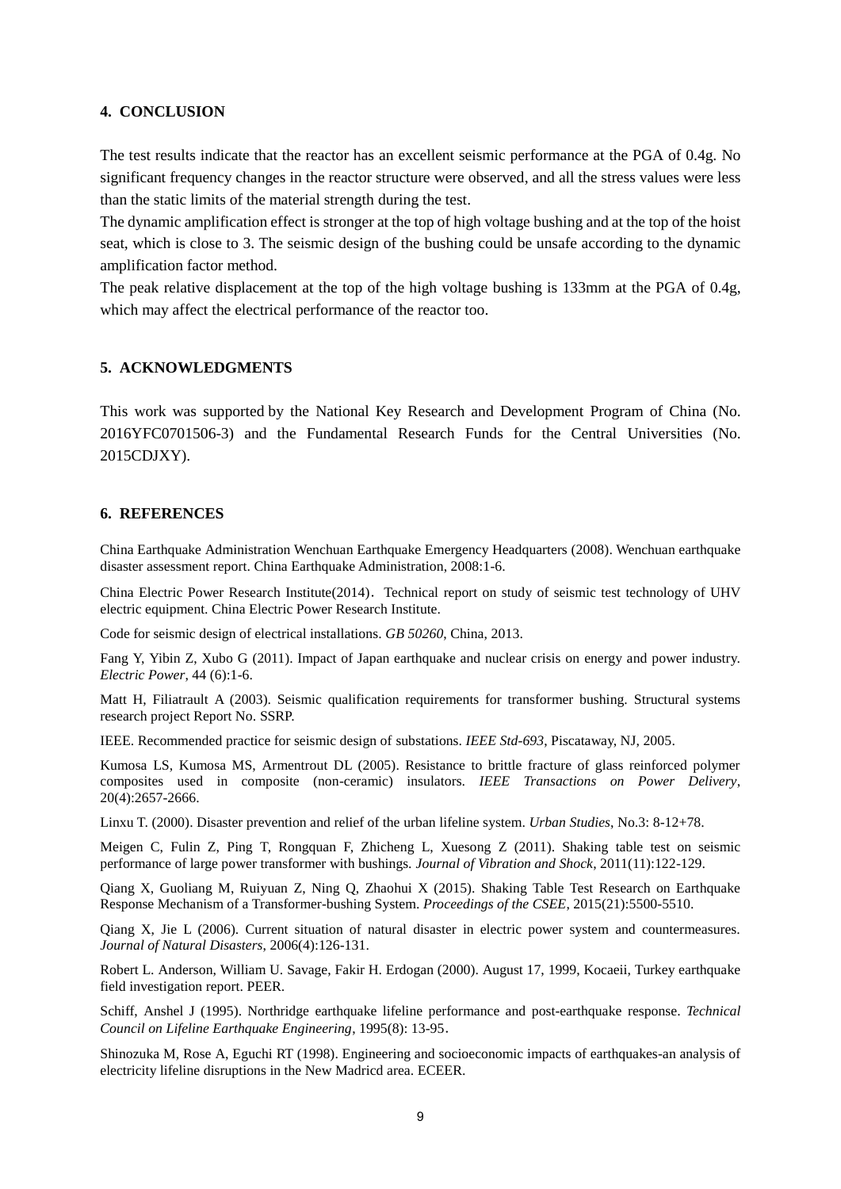## 4. CONCLUSION

The test results indicate that the reactor has an excellent seismic performance at the PGA of 0.4g. No significant frequency changes in the reactor structure were observed, and all the stress values were less than the static limits of the material strength during the test.

The dynamic amplification effect is stronger at the top of high voltage bushing and at the top of the hoist seat, which is close to 3. The seismic design of the bushing could be unsafe according to the dynamic amplification factor method.

The peak relative displacement at the top of the high voltage bushing is 133mm at the PGA of 0.4g, which may affect the electrical performance of the reactor too.

## 5. ACKNOWLEDGMENTS

This work was supported by the National Key Research and Development Program of China (No. 2016YFC0701506-3) and the Fundamental Research Funds for the Central Universities (No. 2015CDJXY).

## 6. REFERENCES

China Earthquake Administration Wenchuan Earthquake Emergency Headquarters (2008). Wenchuan earthquake disaster assessment report. China Earthquake Administration, 2008:1-6.

China Electric Power Research Institute(2014). Technical report on study of seismic test technology of UHV electric equipment. China Electric Power Research Institute.

Code for seismic design of electrical installations. *GB 50260*, China, 2013.

Fang Y, Yibin Z, Xubo G (2011). Impact of Japan earthquake and nuclear crisis on energy and power industry. *Electric Power*, 44 (6):1-6.

Matt H, Filiatrault A (2003). Seismic qualification requirements for transformer bushing. Structural systems research project Report No. SSRP.

IEEE. Recommended practice for seismic design of substations. *IEEE Std-693*, Piscataway, NJ, 2005.

Kumosa LS, Kumosa MS, Armentrout DL (2005). Resistance to brittle fracture of glass reinforced polymer composites used in composite (non-ceramic) insulators. *IEEE Transactions on Power Delivery*, 20(4):2657-2666.

Linxu T. (2000). Disaster prevention and relief of the urban lifeline system. *Urban Studies*, No.3: 8-12+78.

Meigen C, Fulin Z, Ping T, Rongquan F, Zhicheng L, Xuesong Z (2011). Shaking table test on seismic performance of large power transformer with bushings. *Journal of Vibration and Shock*, 2011(11):122-129.

Qiang X, Guoliang M, Ruiyuan Z, Ning Q, Zhaohui X (2015). Shaking Table Test Research on Earthquake Response Mechanism of a Transformer-bushing System. *Proceedings of the CSEE*, 2015(21):5500-5510.

Qiang X, Jie L (2006). Current situation of natural disaster in electric power system and countermeasures. *Journal of Natural Disasters*, 2006(4):126-131.

Robert L. Anderson, William U. Savage, Fakir H. Erdogan (2000). August 17, 1999, Kocaeii, Turkey earthquake field investigation report. PEER.

Schiff, Anshel J (1995). Northridge earthquake lifeline performance and post-earthquake response. *Technical Council on Lifeline Earthquake Engineering*, 1995(8): 13-95.

Shinozuka M, Rose A, Eguchi RT (1998). Engineering and socioeconomic impacts of earthquakes-an analysis of electricity lifeline disruptions in the New Madricd area. ECEER.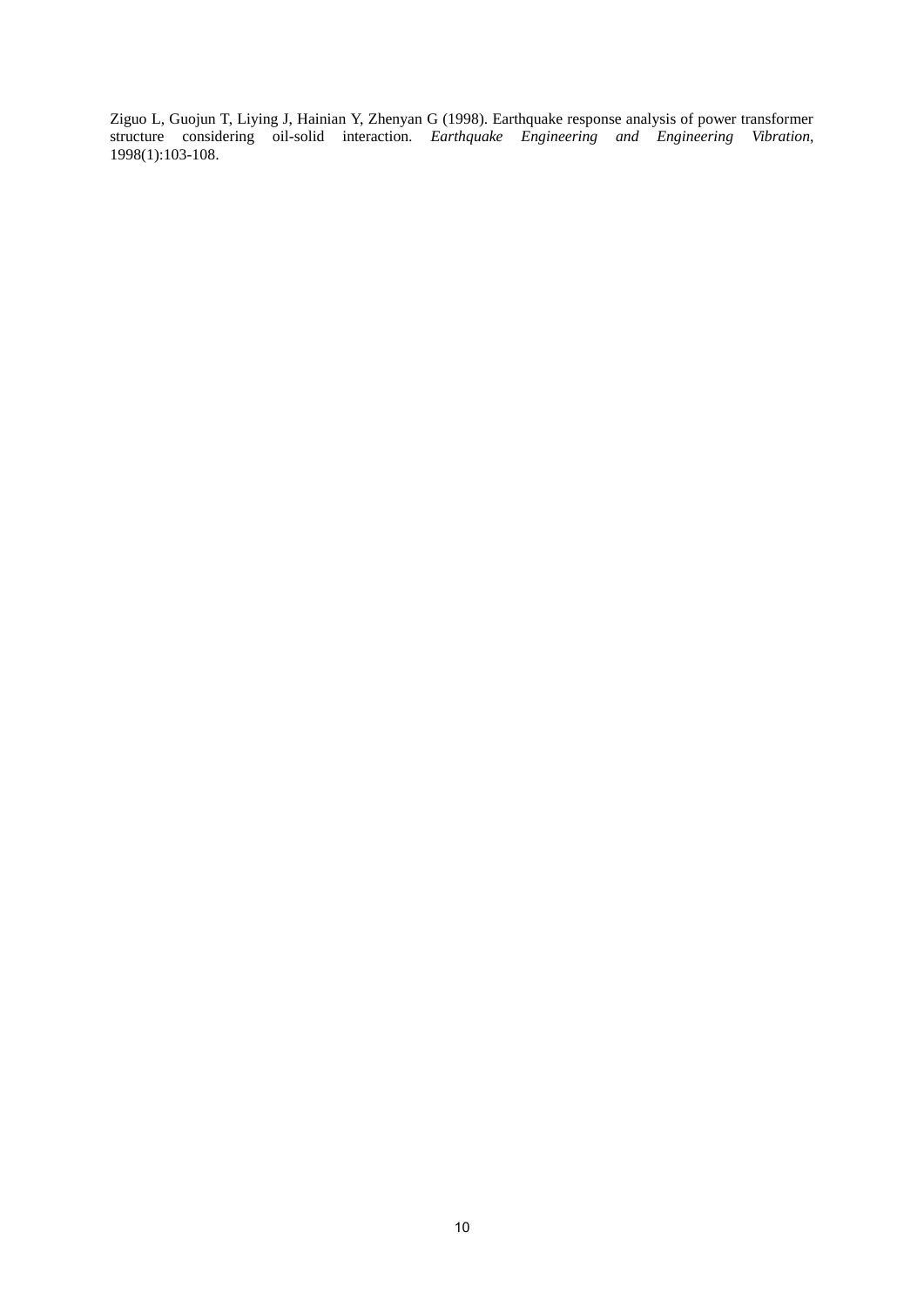Ziguo L, Guojun T, Liying J, Hainian Y, Zhenyan G (1998). Earthquake response analysis of power transformer structure considering oil-solid interaction. *Earthquake Engineering and Engineering Vibration*, 1998(1):103-108.